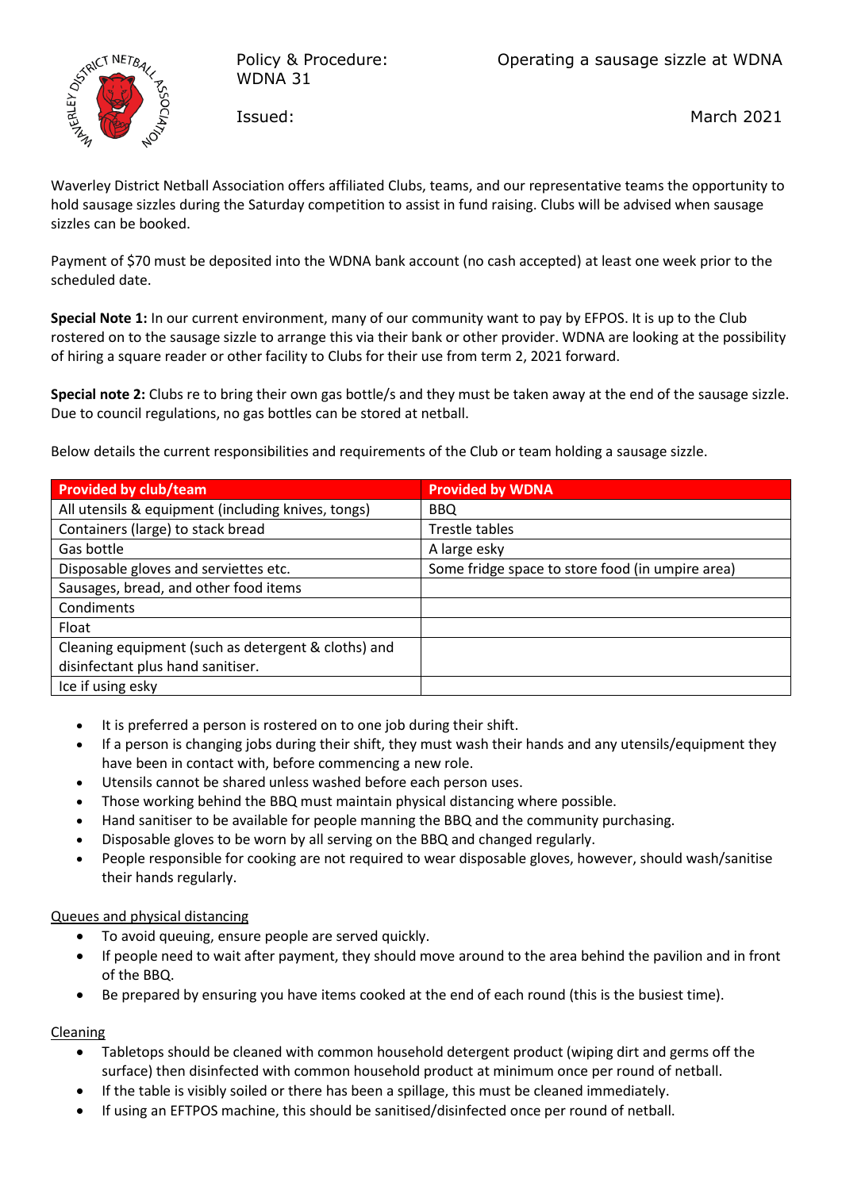Policy & Procedure: WDNA 31

Operating a sausage sizzle at WDNA

Issued: March 2021

Waverley District Netball Association offers affiliated Clubs, teams, and our representative teams the opportunity to hold sausage sizzles during the Saturday competition to assist in fund raising. Clubs will be advised when sausage sizzles can be booked.

Payment of $70 must be deposited into the WDNA bank account (no cash accepted) at least one week prior to the scheduled date.

**Special Note 1:** In our current environment, many of our community want to pay by EFPOS. It is up to the Club rostered on to the sausage sizzle to arrange this via their bank or other provider. WDNA are looking at the possibility of hiring a square reader or other facility to Clubs for their use from term 2, 2021 forward.

**Special note 2:** Clubs re to bring their own gas bottle/s and they must be taken away at the end of the sausage sizzle. Due to council regulations, no gas bottles can be stored at netball.

Below details the current responsibilities and requirements of the Club or team holding a sausage sizzle.

| Provided by club/team | Provided by WDNA |
|---|---|
| All utensils & equipment (including knives, tongs) | BBQ |
| Containers (large) to stack bread | Trestle tables |
| Gas bottle | A large esky |
| Disposable gloves and serviettes etc. | Some fridge space to store food (in umpire area) |
| Sausages, bread, and other food items | |
| Condiments | |
| Float | |
| Cleaning equipment (such as detergent & cloths) and disinfectant plus hand sanitiser. | |
| Ice if using esky | |

- It is preferred a person is rostered on to one job during their shift.
- If a person is changing jobs during their shift, they must wash their hands and any utensils/equipment they have been in contact with, before commencing a new role.
- Utensils cannot be shared unless washed before each person uses.
- Those working behind the BBQ must maintain physical distancing where possible.
- Hand sanitiser to be available for people manning the BBQ and the community purchasing.
- Disposable gloves to be worn by all serving on the BBQ and changed regularly.
- People responsible for cooking are not required to wear disposable gloves, however, should wash/sanitise their hands regularly.

<u>Queues and physical distancing</u>

- To avoid queuing, ensure people are served quickly.
- If people need to wait after payment, they should move around to the area behind the pavilion and in front of the BBQ.
- Be prepared by ensuring you have items cooked at the end of each round (this is the busiest time).

<u>Cleaning</u>

- Tabletops should be cleaned with common household detergent product (wiping dirt and germs off the surface) then disinfected with common household product at minimum once per round of netball.
- If the table is visibly soiled or there has been a spillage, this must be cleaned immediately.
- If using an EFTPOS machine, this should be sanitised/disinfected once per round of netball.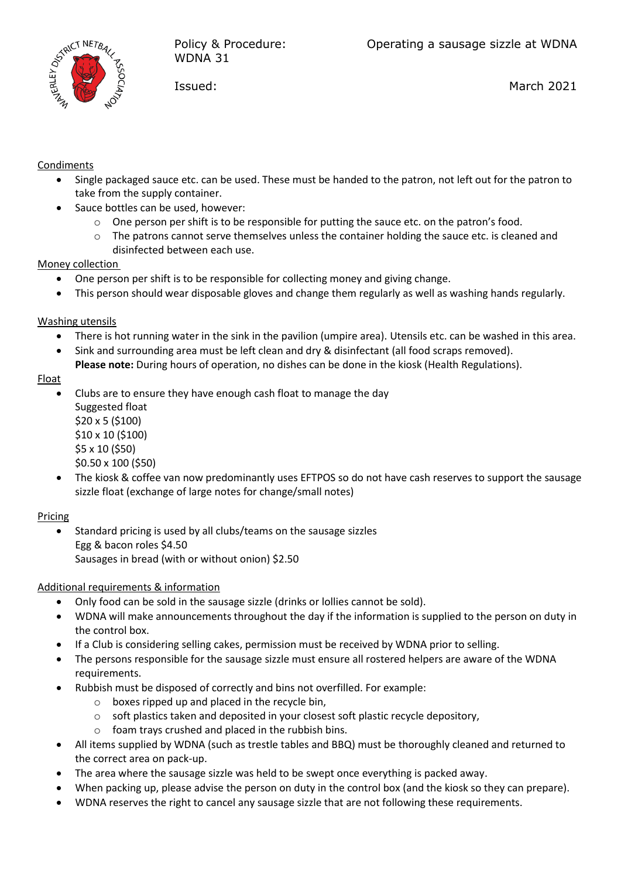Condiments

- Single packaged sauce etc. can be used. These must be handed to the patron, not left out for the patron to take from the supply container.
- Sauce bottles can be used, however:
  - One person per shift is to be responsible for putting the sauce etc. on the patron's food.
  - The patrons cannot serve themselves unless the container holding the sauce etc. is cleaned and disinfected between each use.

Money collection

- One person per shift is to be responsible for collecting money and giving change.
- This person should wear disposable gloves and change them regularly as well as washing hands regularly.

Washing utensils

- There is hot running water in the sink in the pavilion (umpire area). Utensils etc. can be washed in this area.
- Sink and surrounding area must be left clean and dry & disinfectant (all food scraps removed).
  **Please note:** During hours of operation, no dishes can be done in the kiosk (Health Regulations).

Float

- Clubs are to ensure they have enough cash float to manage the day
  Suggested float
  $20 x 5 ($100)
  $10 x 10 ($100)
  $5 x 10 ($50)
  $0.50 x 100 ($50)
- The kiosk & coffee van now predominantly uses EFTPOS so do not have cash reserves to support the sausage sizzle float (exchange of large notes for change/small notes)

Pricing

- Standard pricing is used by all clubs/teams on the sausage sizzles
  Egg & bacon roles $4.50
  Sausages in bread (with or without onion) $2.50

Additional requirements & information

- Only food can be sold in the sausage sizzle (drinks or lollies cannot be sold).
- WDNA will make announcements throughout the day if the information is supplied to the person on duty in the control box.
- If a Club is considering selling cakes, permission must be received by WDNA prior to selling.
- The persons responsible for the sausage sizzle must ensure all rostered helpers are aware of the WDNA requirements.
- Rubbish must be disposed of correctly and bins not overfilled. For example:
  - boxes ripped up and placed in the recycle bin,
  - soft plastics taken and deposited in your closest soft plastic recycle depository,
  - foam trays crushed and placed in the rubbish bins.
- All items supplied by WDNA (such as trestle tables and BBQ) must be thoroughly cleaned and returned to the correct area on pack-up.
- The area where the sausage sizzle was held to be swept once everything is packed away.
- When packing up, please advise the person on duty in the control box (and the kiosk so they can prepare).
- WDNA reserves the right to cancel any sausage sizzle that are not following these requirements.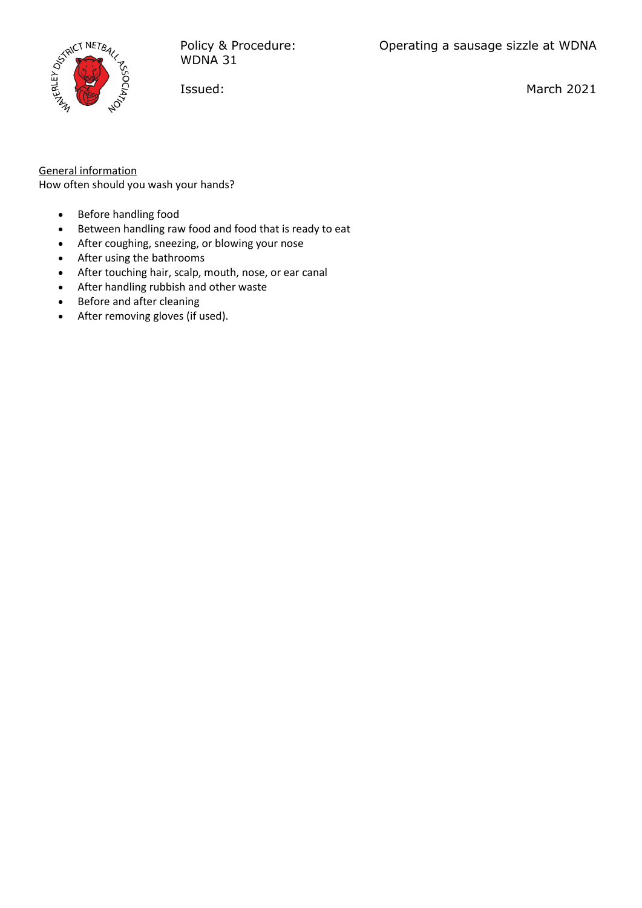General information

How often should you wash your hands?

- Before handling food
- Between handling raw food and food that is ready to eat
- After coughing, sneezing, or blowing your nose
- After using the bathrooms
- After touching hair, scalp, mouth, nose, or ear canal
- After handling rubbish and other waste
- Before and after cleaning
- After removing gloves (if used).